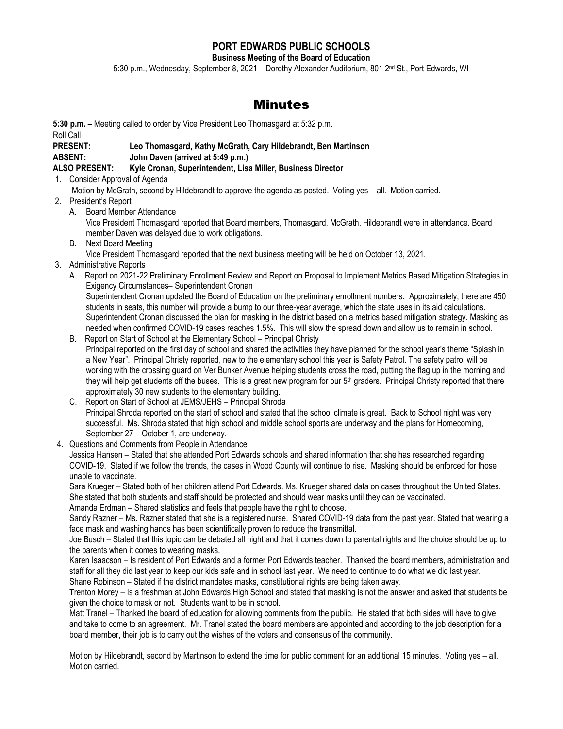# PORT EDWARDS PUBLIC SCHOOLS

**Business Meeting of the Board of Education**

5:30 p.m., Wednesday, September 8, 2021 – Dorothy Alexander Auditorium, 801 2nd St., Port Edwards, WI

# Minutes

**5:30 p.m. –** Meeting called to order by Vice President Leo Thomasgard at 5:32 p.m.

Roll Call

**PRESENT: Leo Thomasgard, Kathy McGrath, Cary Hildebrandt, Ben Martinson**

**ABSENT: John Daven (arrived at 5:49 p.m.)**

**ALSO PRESENT: Kyle Cronan, Superintendent, Lisa Miller, Business Director**

1. Consider Approval of Agenda
   Motion by McGrath, second by Hildebrandt to approve the agenda as posted. Voting yes – all. Motion carried.
2. President's Report
   A. Board Member Attendance
   Vice President Thomasgard reported that Board members, Thomasgard, McGrath, Hildebrandt were in attendance. Board member Daven was delayed due to work obligations.
   B. Next Board Meeting
   Vice President Thomasgard reported that the next business meeting will be held on October 13, 2021.
3. Administrative Reports
   A. Report on 2021-22 Preliminary Enrollment Review and Report on Proposal to Implement Metrics Based Mitigation Strategies in Exigency Circumstances– Superintendent Cronan
   Superintendent Cronan updated the Board of Education on the preliminary enrollment numbers. Approximately, there are 450 students in seats, this number will provide a bump to our three-year average, which the state uses in its aid calculations. Superintendent Cronan discussed the plan for masking in the district based on a metrics based mitigation strategy. Masking as needed when confirmed COVID-19 cases reaches 1.5%. This will slow the spread down and allow us to remain in school.
   B. Report on Start of School at the Elementary School – Principal Christy
   Principal reported on the first day of school and shared the activities they have planned for the school year's theme "Splash in a New Year". Principal Christy reported, new to the elementary school this year is Safety Patrol. The safety patrol will be working with the crossing guard on Ver Bunker Avenue helping students cross the road, putting the flag up in the morning and they will help get students off the buses. This is a great new program for our 5th graders. Principal Christy reported that there approximately 30 new students to the elementary building.
   C. Report on Start of School at JEMS/JEHS – Principal Shroda
   Principal Shroda reported on the start of school and stated that the school climate is great. Back to School night was very successful. Ms. Shroda stated that high school and middle school sports are underway and the plans for Homecoming, September 27 – October 1, are underway.
4. Questions and Comments from People in Attendance
   Jessica Hansen – Stated that she attended Port Edwards schools and shared information that she has researched regarding COVID-19. Stated if we follow the trends, the cases in Wood County will continue to rise. Masking should be enforced for those unable to vaccinate.
   Sara Krueger – Stated both of her children attend Port Edwards. Ms. Krueger shared data on cases throughout the United States. She stated that both students and staff should be protected and should wear masks until they can be vaccinated.
   Amanda Erdman – Shared statistics and feels that people have the right to choose.
   Sandy Razner – Ms. Razner stated that she is a registered nurse. Shared COVID-19 data from the past year. Stated that wearing a face mask and washing hands has been scientifically proven to reduce the transmittal.
   Joe Busch – Stated that this topic can be debated all night and that it comes down to parental rights and the choice should be up to the parents when it comes to wearing masks.
   Karen Isaacson – Is resident of Port Edwards and a former Port Edwards teacher. Thanked the board members, administration and staff for all they did last year to keep our kids safe and in school last year. We need to continue to do what we did last year.
   Shane Robinson – Stated if the district mandates masks, constitutional rights are being taken away.
   Trenton Morey – Is a freshman at John Edwards High School and stated that masking is not the answer and asked that students be given the choice to mask or not. Students want to be in school.
   Matt Tranel – Thanked the board of education for allowing comments from the public. He stated that both sides will have to give and take to come to an agreement. Mr. Tranel stated the board members are appointed and according to the job description for a board member, their job is to carry out the wishes of the voters and consensus of the community.

   Motion by Hildebrandt, second by Martinson to extend the time for public comment for an additional 15 minutes. Voting yes – all. Motion carried.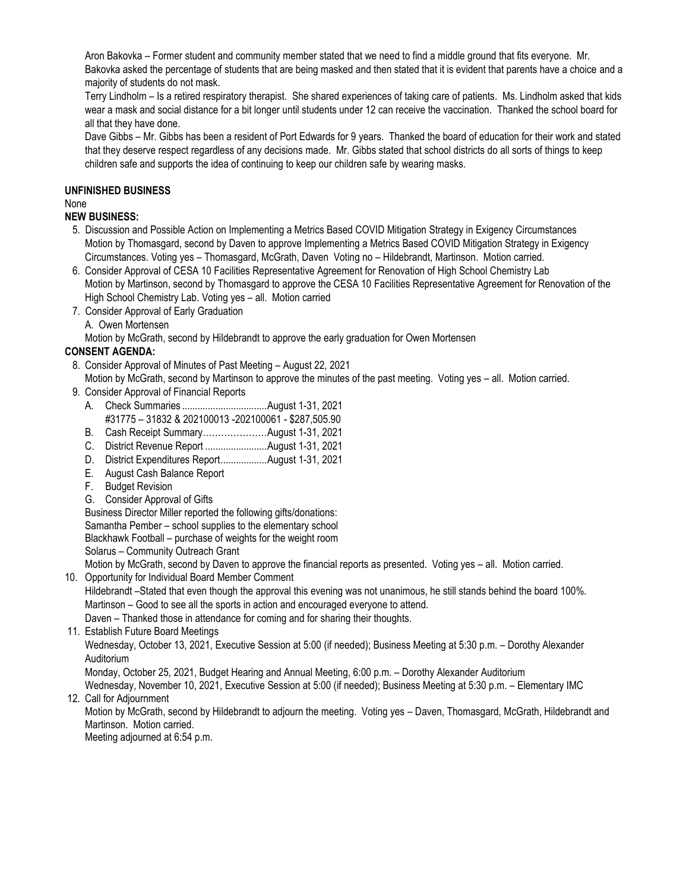Aron Bakovka – Former student and community member stated that we need to find a middle ground that fits everyone. Mr. Bakovka asked the percentage of students that are being masked and then stated that it is evident that parents have a choice and a majority of students do not mask.

Terry Lindholm – Is a retired respiratory therapist. She shared experiences of taking care of patients. Ms. Lindholm asked that kids wear a mask and social distance for a bit longer until students under 12 can receive the vaccination. Thanked the school board for all that they have done.

Dave Gibbs – Mr. Gibbs has been a resident of Port Edwards for 9 years. Thanked the board of education for their work and stated that they deserve respect regardless of any decisions made. Mr. Gibbs stated that school districts do all sorts of things to keep children safe and supports the idea of continuing to keep our children safe by wearing masks.

**UNFINISHED BUSINESS**

None

**NEW BUSINESS:**

5. Discussion and Possible Action on Implementing a Metrics Based COVID Mitigation Strategy in Exigency Circumstances
   Motion by Thomasgard, second by Daven to approve Implementing a Metrics Based COVID Mitigation Strategy in Exigency Circumstances. Voting yes – Thomasgard, McGrath, Daven Voting no – Hildebrandt, Martinson. Motion carried.
6. Consider Approval of CESA 10 Facilities Representative Agreement for Renovation of High School Chemistry Lab
   Motion by Martinson, second by Thomasgard to approve the CESA 10 Facilities Representative Agreement for Renovation of the High School Chemistry Lab. Voting yes – all. Motion carried
7. Consider Approval of Early Graduation
   A. Owen Mortensen

   Motion by McGrath, second by Hildebrandt to approve the early graduation for Owen Mortensen

**CONSENT AGENDA:**

8. Consider Approval of Minutes of Past Meeting – August 22, 2021
   Motion by McGrath, second by Martinson to approve the minutes of the past meeting. Voting yes – all. Motion carried.
9. Consider Approval of Financial Reports
   A. Check Summaries .................................August 1-31, 2021
      #31775 – 31832 & 202100013 -202100061 - $287,505.90
   B. Cash Receipt Summary…………………August 1-31, 2021
   C. District Revenue Report ........................August 1-31, 2021
   D. District Expenditures Report..................August 1-31, 2021
   E. August Cash Balance Report
   F. Budget Revision
   G. Consider Approval of Gifts

   Business Director Miller reported the following gifts/donations:
   Samantha Pember – school supplies to the elementary school
   Blackhawk Football – purchase of weights for the weight room
   Solarus – Community Outreach Grant

   Motion by McGrath, second by Daven to approve the financial reports as presented. Voting yes – all. Motion carried.
10. Opportunity for Individual Board Member Comment
    Hildebrandt –Stated that even though the approval this evening was not unanimous, he still stands behind the board 100%.
    Martinson – Good to see all the sports in action and encouraged everyone to attend.
    Daven – Thanked those in attendance for coming and for sharing their thoughts.
11. Establish Future Board Meetings
    Wednesday, October 13, 2021, Executive Session at 5:00 (if needed); Business Meeting at 5:30 p.m. – Dorothy Alexander Auditorium
    Monday, October 25, 2021, Budget Hearing and Annual Meeting, 6:00 p.m. – Dorothy Alexander Auditorium
    Wednesday, November 10, 2021, Executive Session at 5:00 (if needed); Business Meeting at 5:30 p.m. – Elementary IMC
12. Call for Adjournment
    Motion by McGrath, second by Hildebrandt to adjourn the meeting. Voting yes – Daven, Thomasgard, McGrath, Hildebrandt and Martinson. Motion carried.
    Meeting adjourned at 6:54 p.m.